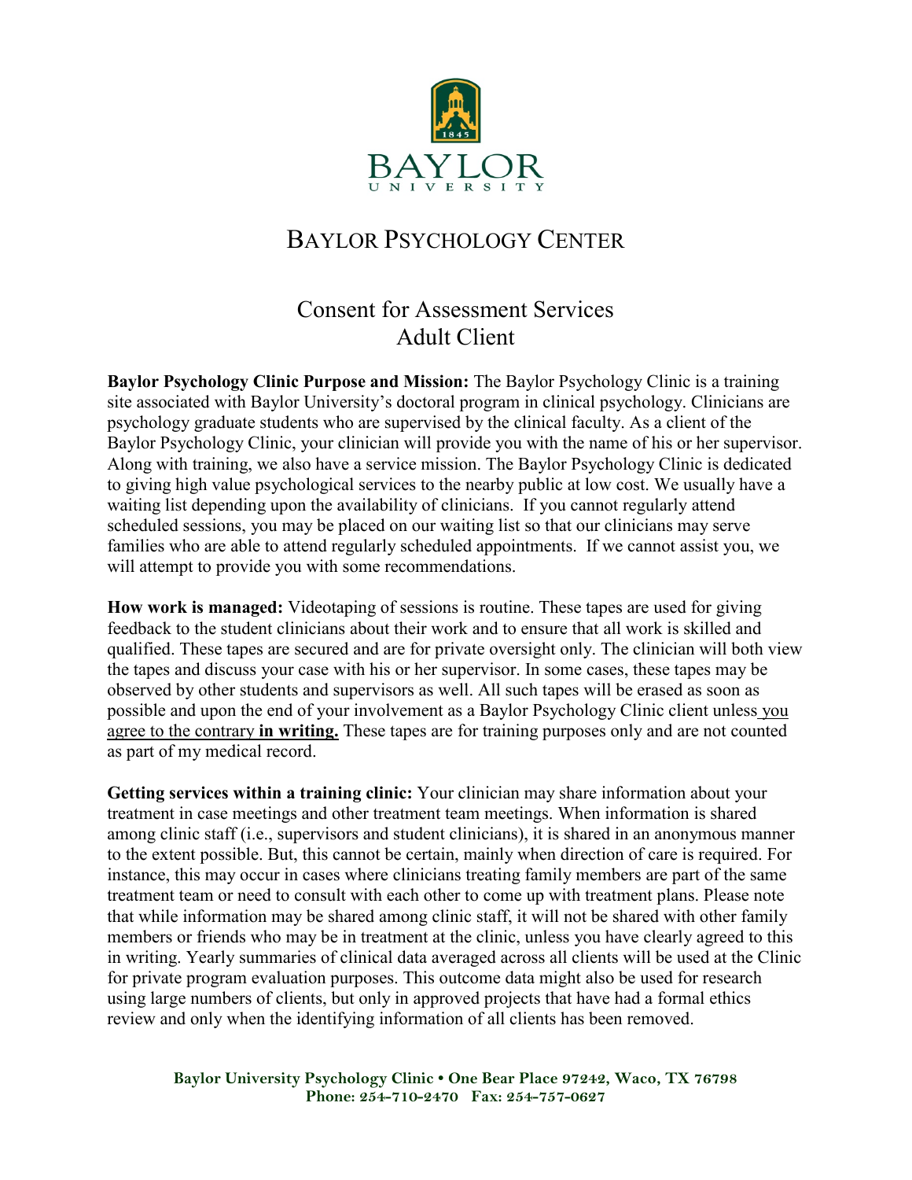# BAYLOR PSYCHOLOGY CENTER

## Consent for Assessment Services
## Adult Client

**Baylor Psychology Clinic Purpose and Mission:** The Baylor Psychology Clinic is a training site associated with Baylor University's doctoral program in clinical psychology. Clinicians are psychology graduate students who are supervised by the clinical faculty. As a client of the Baylor Psychology Clinic, your clinician will provide you with the name of his or her supervisor. Along with training, we also have a service mission. The Baylor Psychology Clinic is dedicated to giving high value psychological services to the nearby public at low cost. We usually have a waiting list depending upon the availability of clinicians. If you cannot regularly attend scheduled sessions, you may be placed on our waiting list so that our clinicians may serve families who are able to attend regularly scheduled appointments. If we cannot assist you, we will attempt to provide you with some recommendations.

**How work is managed:** Videotaping of sessions is routine. These tapes are used for giving feedback to the student clinicians about their work and to ensure that all work is skilled and qualified. These tapes are secured and are for private oversight only. The clinician will both view the tapes and discuss your case with his or her supervisor. In some cases, these tapes may be observed by other students and supervisors as well. All such tapes will be erased as soon as possible and upon the end of your involvement as a Baylor Psychology Clinic client unless you agree to the contrary **in writing.** These tapes are for training purposes only and are not counted as part of my medical record.

**Getting services within a training clinic:** Your clinician may share information about your treatment in case meetings and other treatment team meetings. When information is shared among clinic staff (i.e., supervisors and student clinicians), it is shared in an anonymous manner to the extent possible. But, this cannot be certain, mainly when direction of care is required. For instance, this may occur in cases where clinicians treating family members are part of the same treatment team or need to consult with each other to come up with treatment plans. Please note that while information may be shared among clinic staff, it will not be shared with other family members or friends who may be in treatment at the clinic, unless you have clearly agreed to this in writing. Yearly summaries of clinical data averaged across all clients will be used at the Clinic for private program evaluation purposes. This outcome data might also be used for research using large numbers of clients, but only in approved projects that have had a formal ethics review and only when the identifying information of all clients has been removed.

**Baylor University Psychology Clinic • One Bear Place 97242, Waco, TX 76798**
**Phone: 254-710-2470 Fax: 254-757-0627**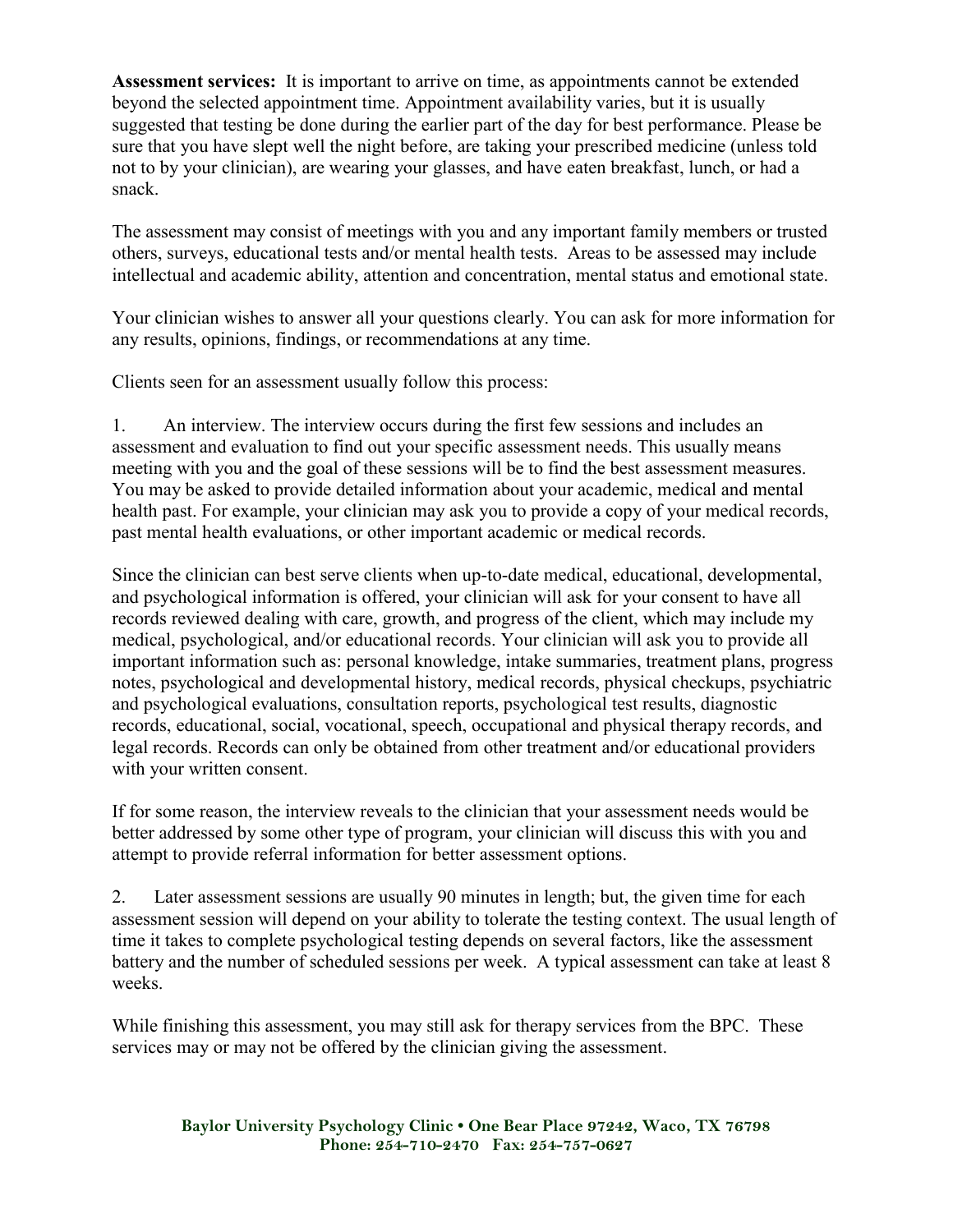**Assessment services:** It is important to arrive on time, as appointments cannot be extended beyond the selected appointment time. Appointment availability varies, but it is usually suggested that testing be done during the earlier part of the day for best performance. Please be sure that you have slept well the night before, are taking your prescribed medicine (unless told not to by your clinician), are wearing your glasses, and have eaten breakfast, lunch, or had a snack.

The assessment may consist of meetings with you and any important family members or trusted others, surveys, educational tests and/or mental health tests. Areas to be assessed may include intellectual and academic ability, attention and concentration, mental status and emotional state.

Your clinician wishes to answer all your questions clearly. You can ask for more information for any results, opinions, findings, or recommendations at any time.

Clients seen for an assessment usually follow this process:

1. An interview. The interview occurs during the first few sessions and includes an assessment and evaluation to find out your specific assessment needs. This usually means meeting with you and the goal of these sessions will be to find the best assessment measures. You may be asked to provide detailed information about your academic, medical and mental health past. For example, your clinician may ask you to provide a copy of your medical records, past mental health evaluations, or other important academic or medical records.

Since the clinician can best serve clients when up-to-date medical, educational, developmental, and psychological information is offered, your clinician will ask for your consent to have all records reviewed dealing with care, growth, and progress of the client, which may include my medical, psychological, and/or educational records. Your clinician will ask you to provide all important information such as: personal knowledge, intake summaries, treatment plans, progress notes, psychological and developmental history, medical records, physical checkups, psychiatric and psychological evaluations, consultation reports, psychological test results, diagnostic records, educational, social, vocational, speech, occupational and physical therapy records, and legal records. Records can only be obtained from other treatment and/or educational providers with your written consent.

If for some reason, the interview reveals to the clinician that your assessment needs would be better addressed by some other type of program, your clinician will discuss this with you and attempt to provide referral information for better assessment options.

2. Later assessment sessions are usually 90 minutes in length; but, the given time for each assessment session will depend on your ability to tolerate the testing context. The usual length of time it takes to complete psychological testing depends on several factors, like the assessment battery and the number of scheduled sessions per week. A typical assessment can take at least 8 weeks.

While finishing this assessment, you may still ask for therapy services from the BPC. These services may or may not be offered by the clinician giving the assessment.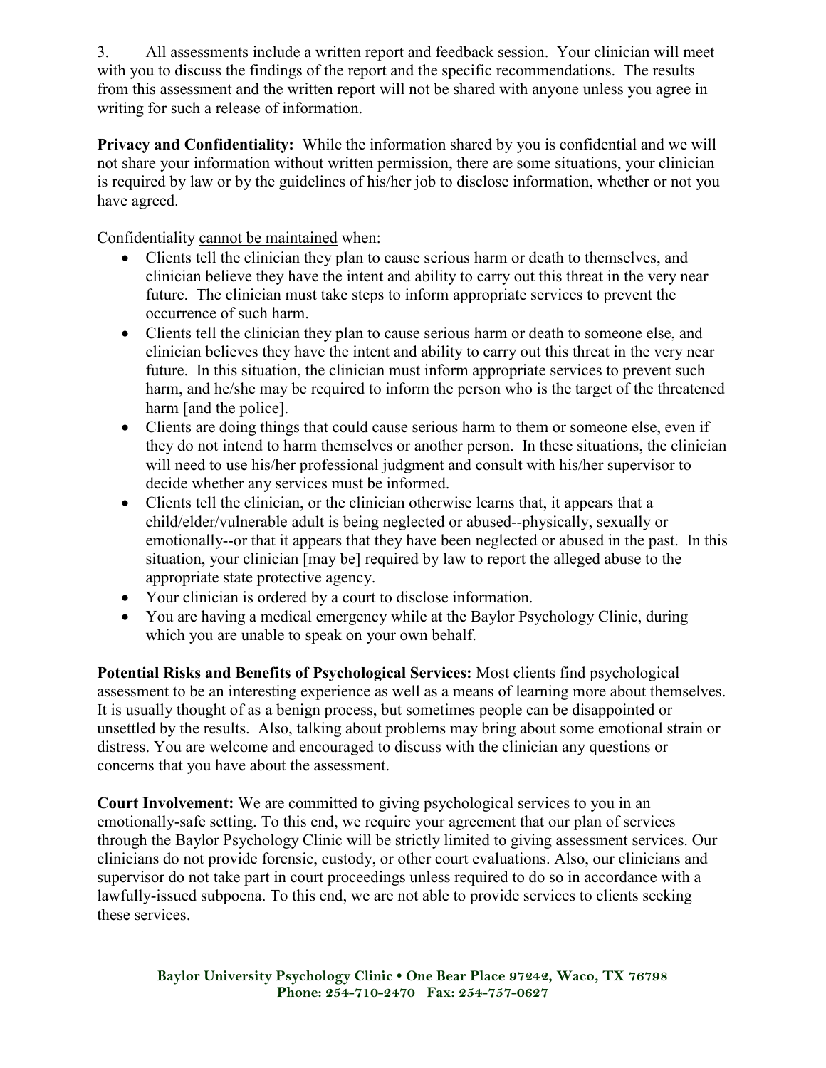3. All assessments include a written report and feedback session. Your clinician will meet with you to discuss the findings of the report and the specific recommendations. The results from this assessment and the written report will not be shared with anyone unless you agree in writing for such a release of information.

**Privacy and Confidentiality:** While the information shared by you is confidential and we will not share your information without written permission, there are some situations, your clinician is required by law or by the guidelines of his/her job to disclose information, whether or not you have agreed.

Confidentiality <u>cannot be maintained</u> when:

- Clients tell the clinician they plan to cause serious harm or death to themselves, and clinician believe they have the intent and ability to carry out this threat in the very near future. The clinician must take steps to inform appropriate services to prevent the occurrence of such harm.
- Clients tell the clinician they plan to cause serious harm or death to someone else, and clinician believes they have the intent and ability to carry out this threat in the very near future. In this situation, the clinician must inform appropriate services to prevent such harm, and he/she may be required to inform the person who is the target of the threatened harm [and the police].
- Clients are doing things that could cause serious harm to them or someone else, even if they do not intend to harm themselves or another person. In these situations, the clinician will need to use his/her professional judgment and consult with his/her supervisor to decide whether any services must be informed.
- Clients tell the clinician, or the clinician otherwise learns that, it appears that a child/elder/vulnerable adult is being neglected or abused--physically, sexually or emotionally--or that it appears that they have been neglected or abused in the past. In this situation, your clinician [may be] required by law to report the alleged abuse to the appropriate state protective agency.
- Your clinician is ordered by a court to disclose information.
- You are having a medical emergency while at the Baylor Psychology Clinic, during which you are unable to speak on your own behalf.

**Potential Risks and Benefits of Psychological Services:** Most clients find psychological assessment to be an interesting experience as well as a means of learning more about themselves. It is usually thought of as a benign process, but sometimes people can be disappointed or unsettled by the results. Also, talking about problems may bring about some emotional strain or distress. You are welcome and encouraged to discuss with the clinician any questions or concerns that you have about the assessment.

**Court Involvement:** We are committed to giving psychological services to you in an emotionally-safe setting. To this end, we require your agreement that our plan of services through the Baylor Psychology Clinic will be strictly limited to giving assessment services. Our clinicians do not provide forensic, custody, or other court evaluations. Also, our clinicians and supervisor do not take part in court proceedings unless required to do so in accordance with a lawfully-issued subpoena. To this end, we are not able to provide services to clients seeking these services.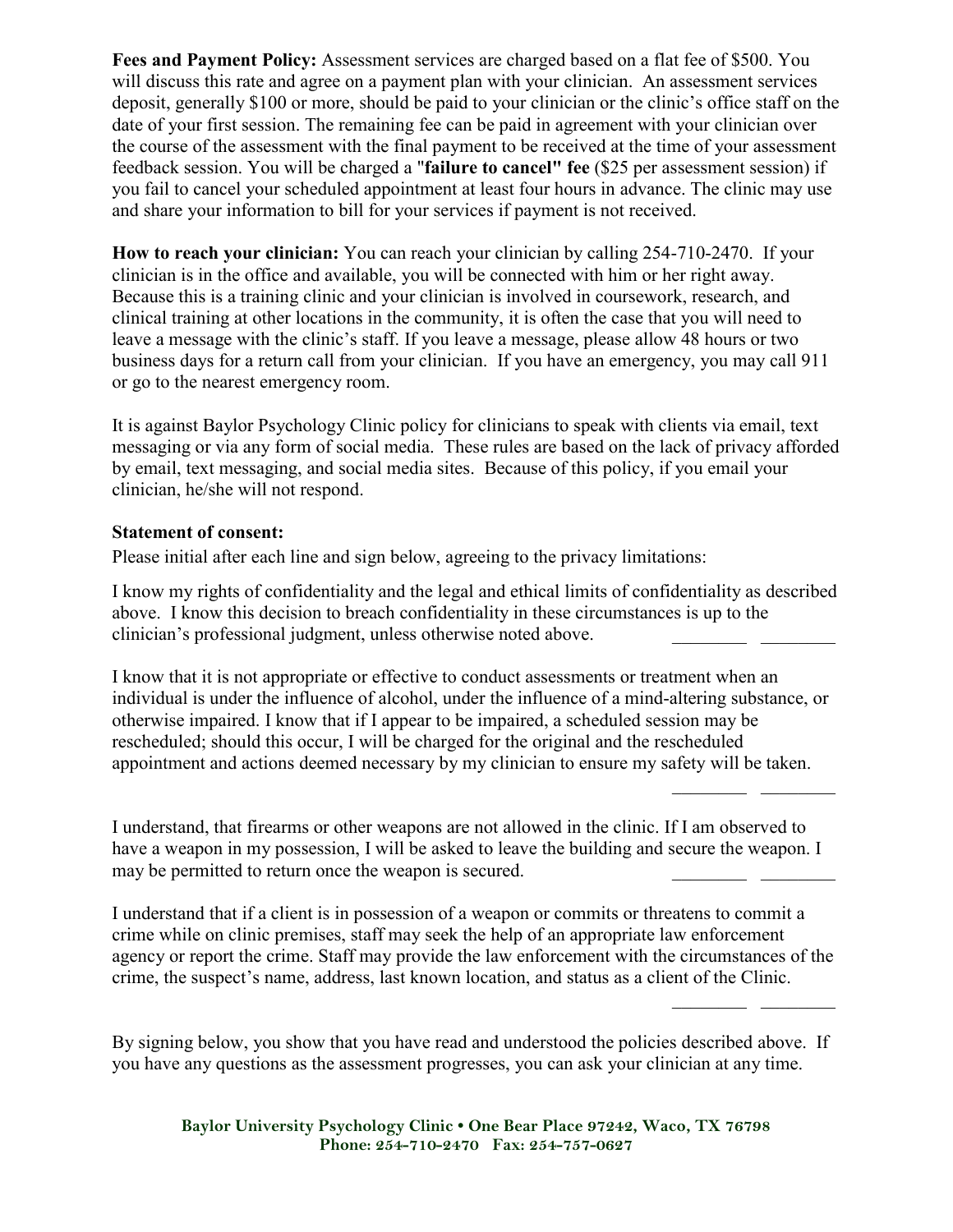**Fees and Payment Policy:** Assessment services are charged based on a flat fee of $500. You will discuss this rate and agree on a payment plan with your clinician. An assessment services deposit, generally $100 or more, should be paid to your clinician or the clinic's office staff on the date of your first session. The remaining fee can be paid in agreement with your clinician over the course of the assessment with the final payment to be received at the time of your assessment feedback session. You will be charged a **"failure to cancel" fee** ($25 per assessment session) if you fail to cancel your scheduled appointment at least four hours in advance. The clinic may use and share your information to bill for your services if payment is not received.

**How to reach your clinician:** You can reach your clinician by calling 254-710-2470. If your clinician is in the office and available, you will be connected with him or her right away. Because this is a training clinic and your clinician is involved in coursework, research, and clinical training at other locations in the community, it is often the case that you will need to leave a message with the clinic's staff. If you leave a message, please allow 48 hours or two business days for a return call from your clinician. If you have an emergency, you may call 911 or go to the nearest emergency room.

It is against Baylor Psychology Clinic policy for clinicians to speak with clients via email, text messaging or via any form of social media. These rules are based on the lack of privacy afforded by email, text messaging, and social media sites. Because of this policy, if you email your clinician, he/she will not respond.

**Statement of consent:**

Please initial after each line and sign below, agreeing to the privacy limitations:

I know my rights of confidentiality and the legal and ethical limits of confidentiality as described above. I know this decision to breach confidentiality in these circumstances is up to the clinician's professional judgment, unless otherwise noted above. ________ ________

I know that it is not appropriate or effective to conduct assessments or treatment when an individual is under the influence of alcohol, under the influence of a mind-altering substance, or otherwise impaired. I know that if I appear to be impaired, a scheduled session may be rescheduled; should this occur, I will be charged for the original and the rescheduled appointment and actions deemed necessary by my clinician to ensure my safety will be taken.

________ ________

I understand, that firearms or other weapons are not allowed in the clinic. If I am observed to have a weapon in my possession, I will be asked to leave the building and secure the weapon. I may be permitted to return once the weapon is secured. ________ ________

I understand that if a client is in possession of a weapon or commits or threatens to commit a crime while on clinic premises, staff may seek the help of an appropriate law enforcement agency or report the crime. Staff may provide the law enforcement with the circumstances of the crime, the suspect's name, address, last known location, and status as a client of the Clinic.

________ ________

By signing below, you show that you have read and understood the policies described above. If you have any questions as the assessment progresses, you can ask your clinician at any time.

**Baylor University Psychology Clinic • One Bear Place 97242, Waco, TX 76798**
**Phone: 254-710-2470 Fax: 254-757-0627**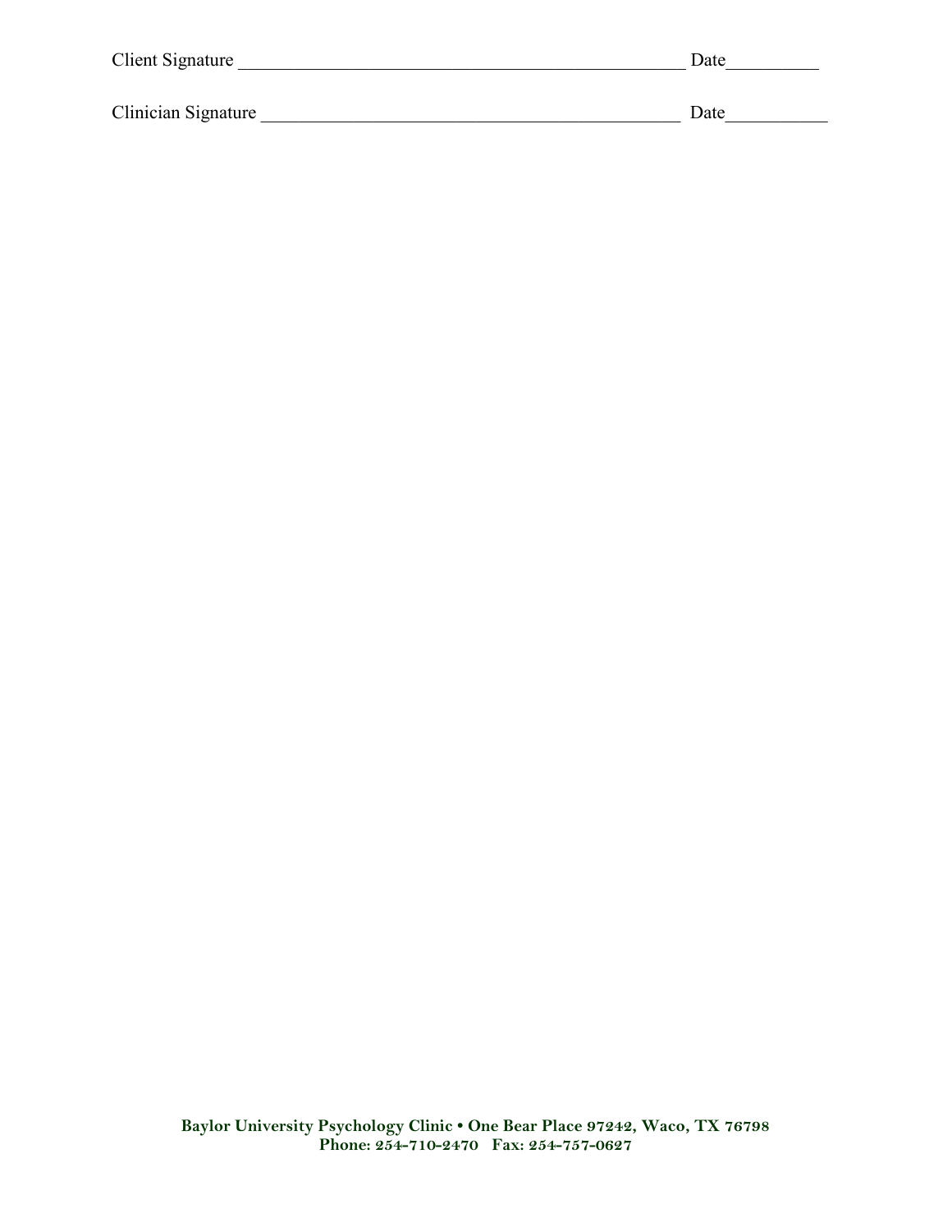Client Signature ________________________________________________ Date__________

Clinician Signature _____________________________________________ Date___________